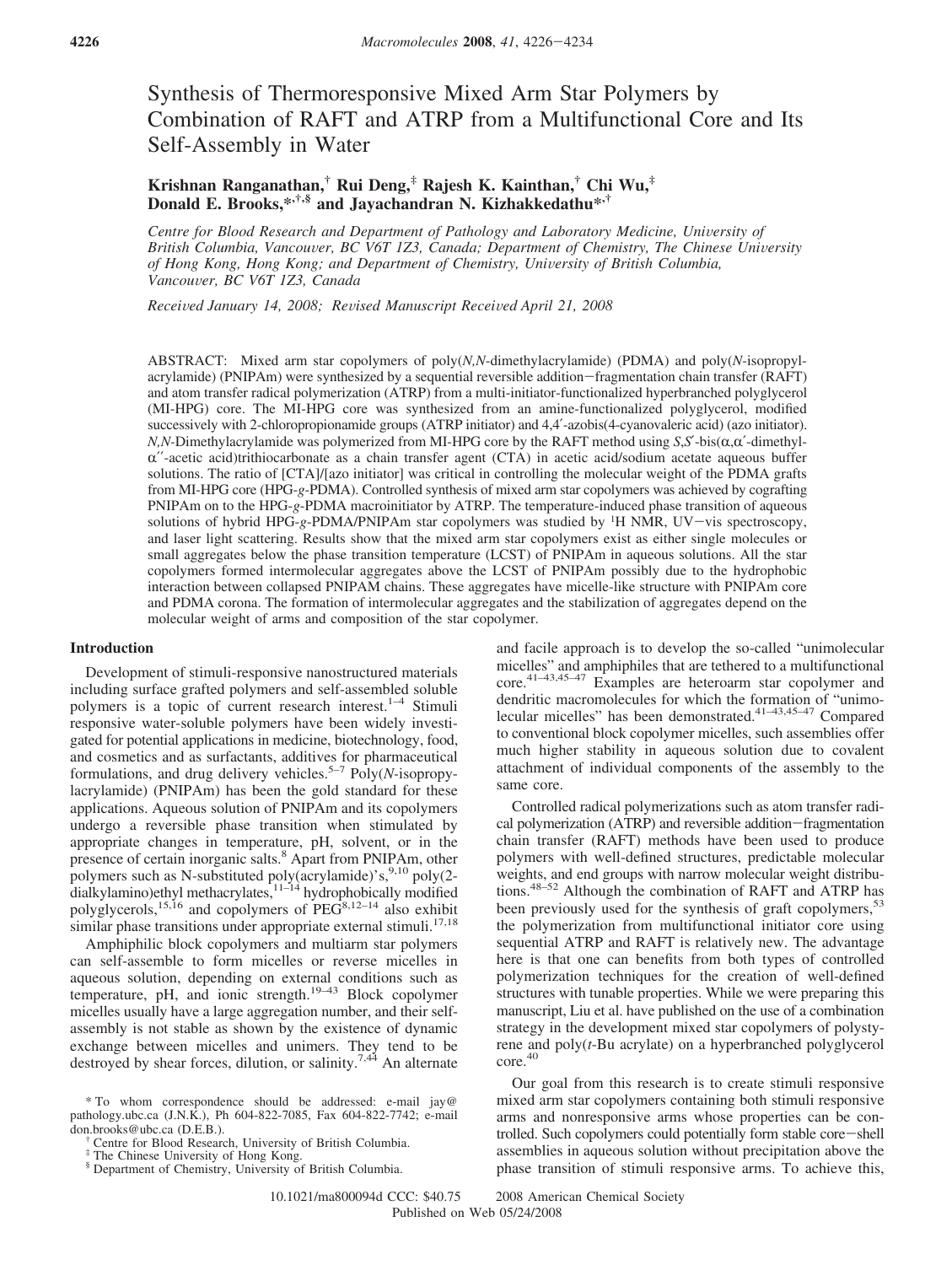# Synthesis of Thermoresponsive Mixed Arm Star Polymers by Combination of RAFT and ATRP from a Multifunctional Core and Its Self-Assembly in Water

**Krishnan Ranganathan,[†] Rui Deng,[‡] Rajesh K. Kainthan,[†] Chi Wu,[‡] Donald E. Brooks,*[,†,§] and Jayachandran N. Kizhakkedathu*[,†]**

*Centre for Blood Research and Department of Pathology and Laboratory Medicine, University of British Columbia, Vancouver, BC V6T 1Z3, Canada; Department of Chemistry, The Chinese University of Hong Kong, Hong Kong; and Department of Chemistry, University of British Columbia, Vancouver, BC V6T 1Z3, Canada*

*Received January 14, 2008; Revised Manuscript Received April 21, 2008*

ABSTRACT: Mixed arm star copolymers of poly(*N,N*-dimethylacrylamide) (PDMA) and poly(*N*-isopropylacrylamide) (PNIPAm) were synthesized by a sequential reversible addition−fragmentation chain transfer (RAFT) and atom transfer radical polymerization (ATRP) from a multi-initiator-functionalized hyperbranched polyglycerol (MI-HPG) core. The MI-HPG core was synthesized from an amine-functionalized polyglycerol, modified successively with 2-chloropropionamide groups (ATRP initiator) and 4,4′-azobis(4-cyanovaleric acid) (azo initiator). *N,N*-Dimethylacrylamide was polymerized from MI-HPG core by the RAFT method using *S,S*′-bis(α,α′-dimethyl-α′′-acetic acid)trithiocarbonate as a chain transfer agent (CTA) in acetic acid/sodium acetate aqueous buffer solutions. The ratio of [CTA]/[azo initiator] was critical in controlling the molecular weight of the PDMA grafts from MI-HPG core (HPG-*g*-PDMA). Controlled synthesis of mixed arm star copolymers was achieved by cografting PNIPAm on to the HPG-*g*-PDMA macroinitiator by ATRP. The temperature-induced phase transition of aqueous solutions of hybrid HPG-*g*-PDMA/PNIPAm star copolymers was studied by $^1$H NMR, UV−vis spectroscopy, and laser light scattering. Results show that the mixed arm star copolymers exist as either single molecules or small aggregates below the phase transition temperature (LCST) of PNIPAm in aqueous solutions. All the star copolymers formed intermolecular aggregates above the LCST of PNIPAm possibly due to the hydrophobic interaction between collapsed PNIPAM chains. These aggregates have micelle-like structure with PNIPAm core and PDMA corona. The formation of intermolecular aggregates and the stabilization of aggregates depend on the molecular weight of arms and composition of the star copolymer.

## Introduction

Development of stimuli-responsive nanostructured materials including surface grafted polymers and self-assembled soluble polymers is a topic of current research interest.[1–4] Stimuli responsive water-soluble polymers have been widely investigated for potential applications in medicine, biotechnology, food, and cosmetics and as surfactants, additives for pharmaceutical formulations, and drug delivery vehicles.[5–7] Poly(*N*-isopropylacrylamide) (PNIPAm) has been the gold standard for these applications. Aqueous solution of PNIPAm and its copolymers undergo a reversible phase transition when stimulated by appropriate changes in temperature, pH, solvent, or in the presence of certain inorganic salts.[8] Apart from PNIPAm, other polymers such as N-substituted poly(acrylamide)'s,[9,10] poly(2-dialkylamino)ethyl methacrylates,[11–14] hydrophobically modified polyglycerols,[15,16] and copolymers of PEG[8,12–14] also exhibit similar phase transitions under appropriate external stimuli.[17,18]

Amphiphilic block copolymers and multiarm star polymers can self-assemble to form micelles or reverse micelles in aqueous solution, depending on external conditions such as temperature, pH, and ionic strength.[19–43] Block copolymer micelles usually have a large aggregation number, and their self-assembly is not stable as shown by the existence of dynamic exchange between micelles and unimers. They tend to be destroyed by shear forces, dilution, or salinity.[7,44] An alternate and facile approach is to develop the so-called "unimolecular micelles" and amphiphiles that are tethered to a multifunctional core.[41–43,45–47] Examples are heteroarm star copolymer and dendritic macromolecules for which the formation of "unimolecular micelles" has been demonstrated.[41–43,45–47] Compared to conventional block copolymer micelles, such assemblies offer much higher stability in aqueous solution due to covalent attachment of individual components of the assembly to the same core.

Controlled radical polymerizations such as atom transfer radical polymerization (ATRP) and reversible addition−fragmentation chain transfer (RAFT) methods have been used to produce polymers with well-defined structures, predictable molecular weights, and end groups with narrow molecular weight distributions.[48–52] Although the combination of RAFT and ATRP has been previously used for the synthesis of graft copolymers,[53] the polymerization from multifunctional initiator core using sequential ATRP and RAFT is relatively new. The advantage here is that one can benefits from both types of controlled polymerization techniques for the creation of well-defined structures with tunable properties. While we were preparing this manuscript, Liu et al. have published on the use of a combination strategy in the development mixed star copolymers of polystyrene and poly(*t*-Bu acrylate) on a hyperbranched polyglycerol core.[40]

Our goal from this research is to create stimuli responsive mixed arm star copolymers containing both stimuli responsive arms and nonresponsive arms whose properties can be controlled. Such copolymers could potentially form stable core−shell assemblies in aqueous solution without precipitation above the phase transition of stimuli responsive arms. To achieve this,

* To whom correspondence should be addressed: e-mail jay@pathology.ubc.ca (J.N.K.), Ph 604-822-7085, Fax 604-822-7742; e-mail don.brooks@ubc.ca (D.E.B.).
[†] Centre for Blood Research, University of British Columbia.
[‡] The Chinese University of Hong Kong.
[§] Department of Chemistry, University of British Columbia.

10.1021/ma800094d CCC: $40.75 © 2008 American Chemical Society
Published on Web 05/24/2008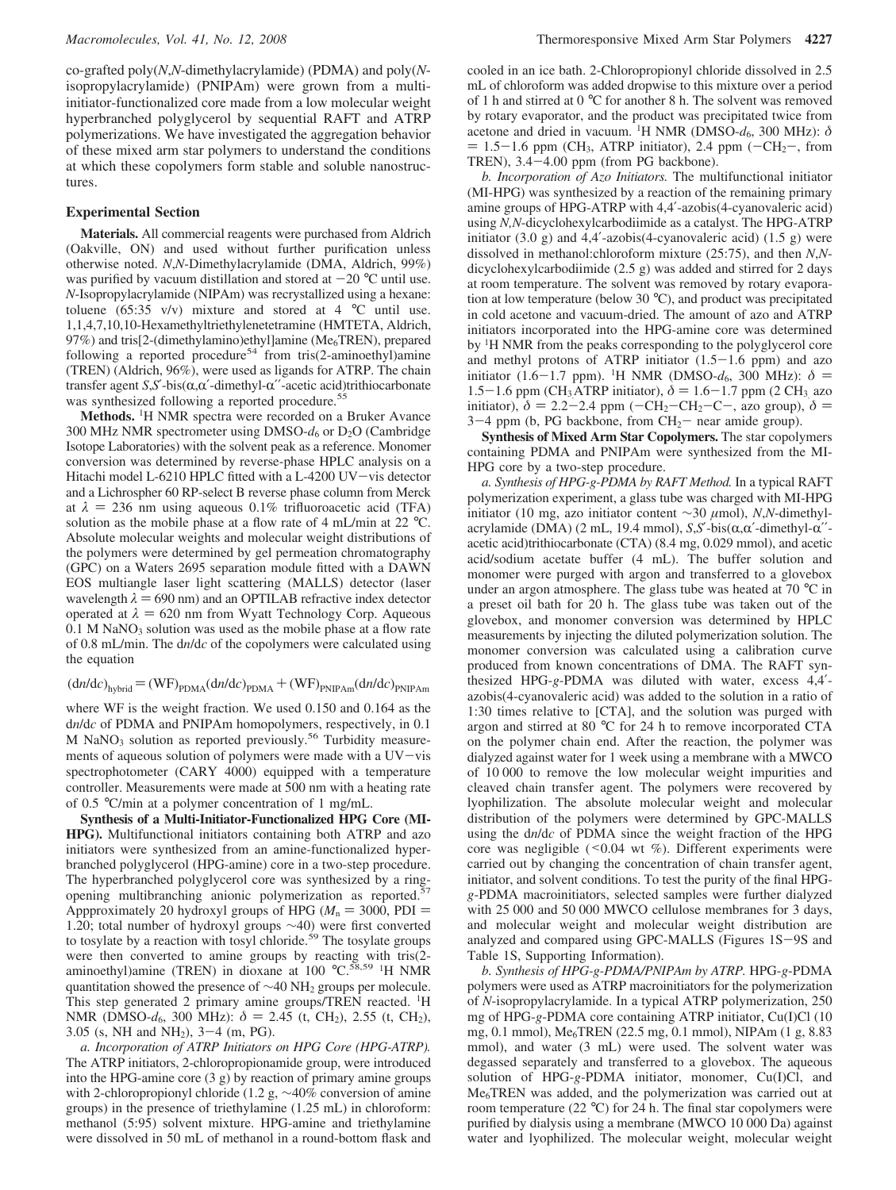co-grafted poly(*N*,*N*-dimethylacrylamide) (PDMA) and poly(*N*-isopropylacrylamide) (PNIPAm) were grown from a multi-initiator-functionalized core made from a low molecular weight hyperbranched polyglycerol by sequential RAFT and ATRP polymerizations. We have investigated the aggregation behavior of these mixed arm star polymers to understand the conditions at which these copolymers form stable and soluble nanostructures.

## Experimental Section

**Materials.** All commercial reagents were purchased from Aldrich (Oakville, ON) and used without further purification unless otherwise noted. *N*,*N*-Dimethylacrylamide (DMA, Aldrich, 99%) was purified by vacuum distillation and stored at −20 °C until use. *N*-Isopropylacrylamide (NIPAm) was recrystallized using a hexane:toluene (65:35 v/v) mixture and stored at 4 °C until use. 1,1,4,7,10,10-Hexamethyltriethylenetetramine (HMTETA, Aldrich, 97%) and tris[2-(dimethylamino)ethyl]amine ($Me_6$TREN), prepared following a reported procedure[54] from tris(2-aminoethyl)amine (TREN) (Aldrich, 96%), were used as ligands for ATRP. The chain transfer agent *S*,*S*′-bis(α,α′-dimethyl-α′′-acetic acid)trithiocarbonate was synthesized following a reported procedure.[55]

**Methods.** $^1$H NMR spectra were recorded on a Bruker Avance 300 MHz NMR spectrometer using DMSO-$d_6$ or $D_2O$ (Cambridge Isotope Laboratories) with the solvent peak as a reference. Monomer conversion was determined by reverse-phase HPLC analysis on a Hitachi model L-6210 HPLC fitted with a L-4200 UV−vis detector and a Lichrospher 60 RP-select B reverse phase column from Merck at $\lambda$ = 236 nm using aqueous 0.1% trifluoroacetic acid (TFA) solution as the mobile phase at a flow rate of 4 mL/min at 22 °C. Absolute molecular weights and molecular weight distributions of the polymers were determined by gel permeation chromatography (GPC) on a Waters 2695 separation module fitted with a DAWN EOS multiangle laser light scattering (MALLS) detector (laser wavelength $\lambda$ = 690 nm) and an OPTILAB refractive index detector operated at $\lambda$ = 620 nm from Wyatt Technology Corp. Aqueous 0.1 M $NaNO_3$ solution was used as the mobile phase at a flow rate of 0.8 mL/min. The d*n*/d*c* of the copolymers were calculated using the equation

$$(dn/dc)_{hybrid} = (WF)_{PDMA}(dn/dc)_{PDMA} + (WF)_{PNIPAm}(dn/dc)_{PNIPAm}$$

where WF is the weight fraction. We used 0.150 and 0.164 as the d*n*/d*c* of PDMA and PNIPAm homopolymers, respectively, in 0.1 M $NaNO_3$ solution as reported previously.[56] Turbidity measurements of aqueous solution of polymers were made with a UV−vis spectrophotometer (CARY 4000) equipped with a temperature controller. Measurements were made at 500 nm with a heating rate of 0.5 °C/min at a polymer concentration of 1 mg/mL.

**Synthesis of a Multi-Initiator-Functionalized HPG Core (MI-HPG).** Multifunctional initiators containing both ATRP and azo initiators were synthesized from an amine-functionalized hyperbranched polyglycerol (HPG-amine) core in a two-step procedure. The hyperbranched polyglycerol core was synthesized by a ring-opening multibranching anionic polymerization as reported.[57] Appproximately 20 hydroxyl groups of HPG ($M_n$ = 3000, PDI = 1.20; total number of hydroxyl groups ∼40) were first converted to tosylate by a reaction with tosyl chloride.[59] The tosylate groups were then converted to amine groups by reacting with tris(2-aminoethyl)amine (TREN) in dioxane at 100 °C.[58,59] $^1$H NMR quantitation showed the presence of ∼40 $NH_2$ groups per molecule. This step generated 2 primary amine groups/TREN reacted. $^1$H NMR (DMSO-$d_6$, 300 MHz): $\delta$ = 2.45 (t, $CH_2$), 2.55 (t, $CH_2$), 3.05 (s, NH and $NH_2$), 3−4 (m, PG).

*a. Incorporation of ATRP Initiators on HPG Core (HPG-ATRP).* The ATRP initiators, 2-chloropropionamide group, were introduced into the HPG-amine core (3 g) by reaction of primary amine groups with 2-chloropropionyl chloride (1.2 g, ∼40% conversion of amine groups) in the presence of triethylamine (1.25 mL) in chloroform:methanol (5:95) solvent mixture. HPG-amine and triethylamine were dissolved in 50 mL of methanol in a round-bottom flask and cooled in an ice bath. 2-Chloropropionyl chloride dissolved in 2.5 mL of chloroform was added dropwise to this mixture over a period of 1 h and stirred at 0 °C for another 8 h. The solvent was removed by rotary evaporator, and the product was precipitated twice from acetone and dried in vacuum. $^1$H NMR (DMSO-$d_6$, 300 MHz): $\delta$ = 1.5−1.6 ppm ($CH_3$, ATRP initiator), 2.4 ppm ($-CH_2-$, from TREN), 3.4−4.00 ppm (from PG backbone).

*b. Incorporation of Azo Initiators.* The multifunctional initiator (MI-HPG) was synthesized by a reaction of the remaining primary amine groups of HPG-ATRP with 4,4′-azobis(4-cyanovaleric acid) using *N*,*N*-dicyclohexylcarbodiimide as a catalyst. The HPG-ATRP initiator (3.0 g) and 4,4′-azobis(4-cyanovaleric acid) (1.5 g) were dissolved in methanol:chloroform mixture (25:75), and then *N*,*N*-dicyclohexylcarbodiimide (2.5 g) was added and stirred for 2 days at room temperature. The solvent was removed by rotary evaporation at low temperature (below 30 °C), and product was precipitated in cold acetone and vacuum-dried. The amount of azo and ATRP initiators incorporated into the HPG-amine core was determined by $^1$H NMR from the peaks corresponding to the polyglycerol core and methyl protons of ATRP initiator (1.5−1.6 ppm) and azo initiator (1.6−1.7 ppm). $^1$H NMR (DMSO-$d_6$, 300 MHz): $\delta$ = 1.5−1.6 ppm ($CH_3$ ATRP initiator), $\delta$ = 1.6−1.7 ppm (2 $CH_3$ azo initiator), $\delta$ = 2.2−2.4 ppm ($-CH_2-CH_2-C-$, azo group), $\delta$ = 3−4 ppm (b, PG backbone, from $CH_2-$ near amide group).

**Synthesis of Mixed Arm Star Copolymers.** The star copolymers containing PDMA and PNIPAm were synthesized from the MI-HPG core by a two-step procedure.

*a. Synthesis of HPG-g-PDMA by RAFT Method.* In a typical RAFT polymerization experiment, a glass tube was charged with MI-HPG initiator (10 mg, azo initiator content ∼30 μmol), *N*,*N*-dimethylacrylamide (DMA) (2 mL, 19.4 mmol), *S*,*S*′-bis(α,α′-dimethyl-α′′-acetic acid)trithiocarbonate (CTA) (8.4 mg, 0.029 mmol), and acetic acid/sodium acetate buffer (4 mL). The buffer solution and monomer were purged with argon and transferred to a glovebox under an argon atmosphere. The glass tube was heated at 70 °C in a preset oil bath for 20 h. The glass tube was taken out of the glovebox, and monomer conversion was determined by HPLC measurements by injecting the diluted polymerization solution. The monomer conversion was calculated using a calibration curve produced from known concentrations of DMA. The RAFT synthesized HPG-*g*-PDMA was diluted with water, excess 4,4′-azobis(4-cyanovaleric acid) was added to the solution in a ratio of 1:30 times relative to [CTA], and the solution was purged with argon and stirred at 80 °C for 24 h to remove incorporated CTA on the polymer chain end. After the reaction, the polymer was dialyzed against water for 1 week using a membrane with a MWCO of 10 000 to remove the low molecular weight impurities and cleaved chain transfer agent. The polymers were recovered by lyophilization. The absolute molecular weight and molecular distribution of the polymers were determined by GPC-MALLS using the d*n*/d*c* of PDMA since the weight fraction of the HPG core was negligible (<0.04 wt %). Different experiments were carried out by changing the concentration of chain transfer agent, initiator, and solvent conditions. To test the purity of the final HPG-*g*-PDMA macroinitiators, selected samples were further dialyzed with 25 000 and 50 000 MWCO cellulose membranes for 3 days, and molecular weight and molecular weight distribution are analyzed and compared using GPC-MALLS (Figures 1S−9S and Table 1S, Supporting Information).

*b. Synthesis of HPG-g-PDMA/PNIPAm by ATRP.* HPG-*g*-PDMA polymers were used as ATRP macroinitiators for the polymerization of *N*-isopropylacrylamide. In a typical ATRP polymerization, 250 mg of HPG-*g*-PDMA core containing ATRP initiator, Cu(I)Cl (10 mg, 0.1 mmol), $Me_6$TREN (22.5 mg, 0.1 mmol), NIPAm (1 g, 8.83 mmol), and water (3 mL) were used. The solvent water was degassed separately and transferred to a glovebox. The aqueous solution of HPG-*g*-PDMA initiator, monomer, Cu(I)Cl, and $Me_6$TREN was added, and the polymerization was carried out at room temperature (22 °C) for 24 h. The final star copolymers were purified by dialysis using a membrane (MWCO 10 000 Da) against water and lyophilized. The molecular weight, molecular weight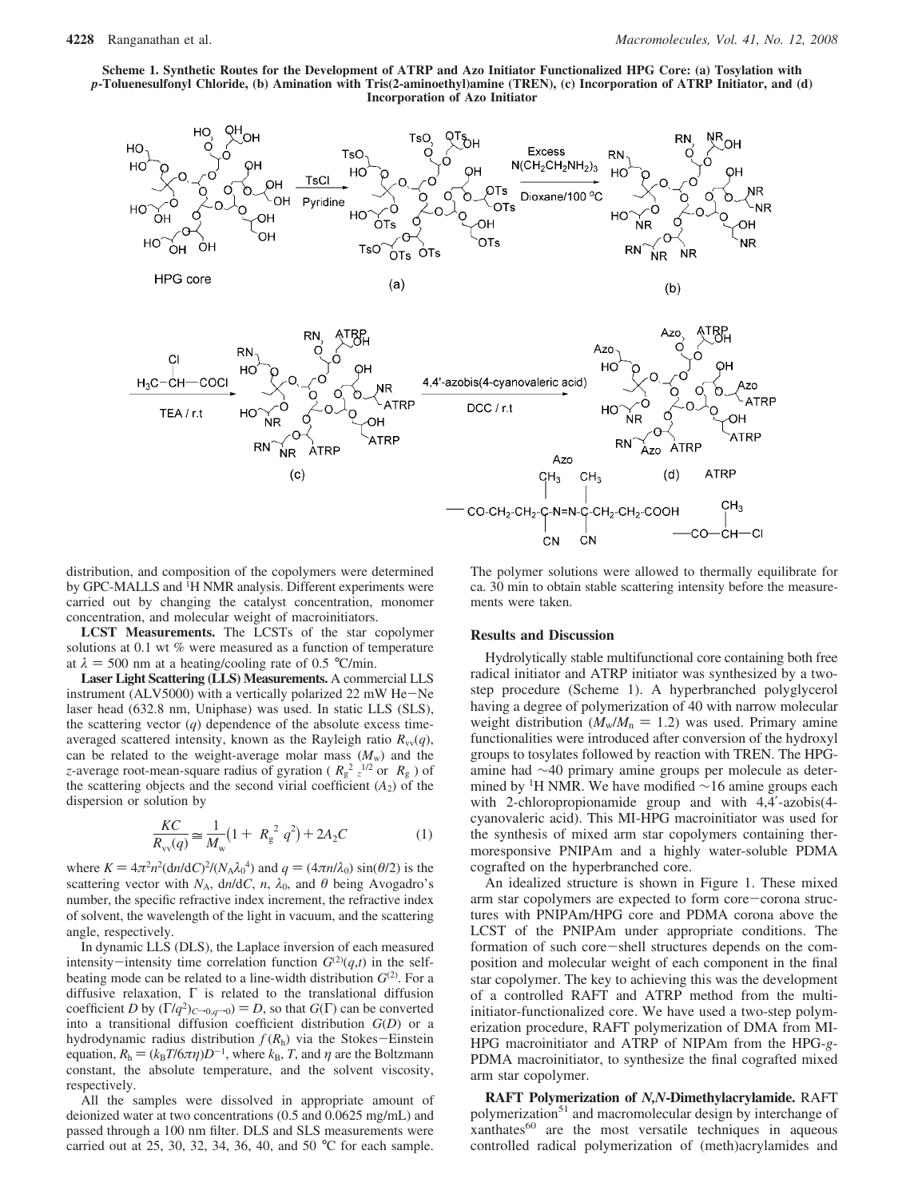**Scheme 1. Synthetic Routes for the Development of ATRP and Azo Initiator Functionalized HPG Core: (a) Tosylation with *p*-Toluenesulfonyl Chloride, (b) Amination with Tris(2-aminoethyl)amine (TREN), (c) Incorporation of ATRP Initiator, and (d) Incorporation of Azo Initiator**

distribution, and composition of the copolymers were determined by GPC-MALLS and $^1$H NMR analysis. Different experiments were carried out by changing the catalyst concentration, monomer concentration, and molecular weight of macroinitiators.

**LCST Measurements.** The LCSTs of the star copolymer solutions at 0.1 wt % were measured as a function of temperature at $\lambda = 500$ nm at a heating/cooling rate of 0.5 °C/min.

**Laser Light Scattering (LLS) Measurements.** A commercial LLS instrument (ALV5000) with a vertically polarized 22 mW He–Ne laser head (632.8 nm, Uniphase) was used. In static LLS (SLS), the scattering vector ($q$) dependence of the absolute excess time-averaged scattered intensity, known as the Rayleigh ratio $R_{vv}(q)$, can be related to the weight-average molar mass ($M_w$) and the $z$-average root-mean-square radius of gyration ( $\langle R_g^2 \rangle_z^{1/2}$ or $\langle R_g \rangle$ ) of the scattering objects and the second virial coefficient ($A_2$) of the dispersion or solution by

$$\frac{KC}{R_{vv}(q)} \cong \frac{1}{M_w}\left(1 + \langle R_g^2 \rangle q^2\right) + 2A_2C \tag{1}$$

where $K = 4\pi^2 n^2 (dn/dC)^2/(N_A \lambda_0^4)$ and $q = (4\pi n/\lambda_0)\sin(\theta/2)$ is the scattering vector with $N_A$, $dn/dC$, $n$, $\lambda_0$, and $\theta$ being Avogadro's number, the specific refractive index increment, the refractive index of solvent, the wavelength of the light in vacuum, and the scattering angle, respectively.

In dynamic LLS (DLS), the Laplace inversion of each measured intensity–intensity time correlation function $G^{(2)}(q,t)$ in the self-beating mode can be related to a line-width distribution $G^{(2)}$. For a diffusive relaxation, $\Gamma$ is related to the translational diffusion coefficient $D$ by $(\Gamma/q^2)_{C\to 0,q\to 0} = D$, so that $G(\Gamma)$ can be converted into a transitional diffusion coefficient distribution $G(D)$ or a hydrodynamic radius distribution $f(R_h)$ via the Stokes–Einstein equation, $R_h = (k_B T/6\pi\eta)D^{-1}$, where $k_B$, $T$, and $\eta$ are the Boltzmann constant, the absolute temperature, and the solvent viscosity, respectively.

All the samples were dissolved in appropriate amount of deionized water at two concentrations (0.5 and 0.0625 mg/mL) and passed through a 100 nm filter. DLS and SLS measurements were carried out at 25, 30, 32, 34, 36, 40, and 50 °C for each sample. The polymer solutions were allowed to thermally equilibrate for ca. 30 min to obtain stable scattering intensity before the measurements were taken.

## Results and Discussion

Hydrolytically stable multifunctional core containing both free radical initiator and ATRP initiator was synthesized by a two-step procedure (Scheme 1). A hyperbranched polyglycerol having a degree of polymerization of 40 with narrow molecular weight distribution ($M_w/M_n = 1.2$) was used. Primary amine functionalities were introduced after conversion of the hydroxyl groups to tosylates followed by reaction with TREN. The HPG-amine had ~40 primary amine groups per molecule as determined by $^1$H NMR. We have modified ~16 amine groups each with 2-chloropropionamide group and with 4,4′-azobis(4-cyanovaleric acid). This MI-HPG macroinitiator was used for the synthesis of mixed arm star copolymers containing thermoresponsive PNIPAm and a highly water-soluble PDMA cografted on the hyperbranched core.

An idealized structure is shown in Figure 1. These mixed arm star copolymers are expected to form core–corona structures with PNIPAm/HPG core and PDMA corona above the LCST of the PNIPAm under appropriate conditions. The formation of such core–shell structures depends on the composition and molecular weight of each component in the final star copolymer. The key to achieving this was the development of a controlled RAFT and ATRP method from the multi-initiator-functionalized core. We have used a two-step polymerization procedure, RAFT polymerization of DMA from MI-HPG macroinitiator and ATRP of NIPAm from the HPG-*g*-PDMA macroinitiator, to synthesize the final cografted mixed arm star copolymer.

**RAFT Polymerization of *N,N*-Dimethylacrylamide.** RAFT polymerization[51] and macromolecular design by interchange of xanthates[60] are the most versatile techniques in aqueous controlled radical polymerization of (meth)acrylamides and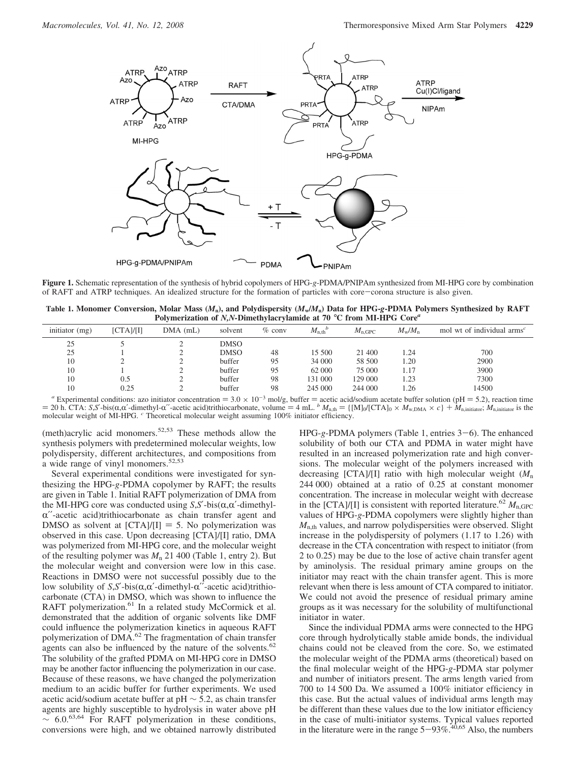**Figure 1.** Schematic representation of the synthesis of hybrid copolymers of HPG-*g*-PDMA/PNIPAm synthesized from MI-HPG core by combination of RAFT and ATRP techniques. An idealized structure for the formation of particles with core−corona structure is also given.

**Table 1. Monomer Conversion, Molar Mass ($M_n$), and Polydispersity ($M_w/M_n$) Data for HPG-*g*-PDMA Polymers Synthesized by RAFT Polymerization of *N,N*-Dimethylacrylamide at 70 °C from MI-HPG Core[a]**

| initiator (mg) | [CTA]/[I] | DMA (mL) | solvent | % conv | $M_{n,th}$[b] | $M_{n,GPC}$ | $M_w/M_n$ | mol wt of individual arms[c] |
|---|---|---|---|---|---|---|---|---|
| 25 | 5 | 2 | DMSO | | | | | |
| 25 | 1 | 2 | DMSO | 48 | 15 500 | 21 400 | 1.24 | 700 |
| 10 | 2 | 2 | buffer | 95 | 34 000 | 58 500 | 1.20 | 2900 |
| 10 | 1 | 2 | buffer | 95 | 62 000 | 75 000 | 1.17 | 3900 |
| 10 | 0.5 | 2 | buffer | 98 | 131 000 | 129 000 | 1.23 | 7300 |
| 10 | 0.25 | 2 | buffer | 98 | 245 000 | 244 000 | 1.26 | 14500 |

[a] Experimental conditions: azo initiator concentration = $3.0 \times 10^{-3}$ mol/g, buffer = acetic acid/sodium acetate buffer solution (pH = 5.2), reaction time = 20 h. CTA: *S,S*′-bis(α,α′-dimethyl-α′′-acetic acid)trithiocarbonate, volume = 4 mL. [b] $M_{n,th} = \{[M]_0/[CTA]_0 \times M_{w,DMA} \times c\} + M_{n,initiator}$; $M_{n,initiator}$ is the molecular weight of MI-HPG. [c] Theoretical molecular weight assuming 100% initiator efficiency.

(meth)acrylic acid monomers.[52,53] These methods allow the synthesis polymers with predetermined molecular weights, low polydispersity, different architectures, and compositions from a wide range of vinyl monomers.[52,53]

Several experimental conditions were investigated for synthesizing the HPG-*g*-PDMA copolymer by RAFT; the results are given in Table 1. Initial RAFT polymerization of DMA from the MI-HPG core was conducted using *S,S*′-bis(α,α′-dimethyl-α′′-acetic acid)trithiocarbonate as chain transfer agent and DMSO as solvent at [CTA]/[I] = 5. No polymerization was observed in this case. Upon decreasing [CTA]/[I] ratio, DMA was polymerized from MI-HPG core, and the molecular weight of the resulting polymer was $M_n$ 21 400 (Table 1, entry 2). But the molecular weight and conversion were low in this case. Reactions in DMSO were not successful possibly due to the low solubility of *S,S*′-bis(α,α′-dimethyl-α′′-acetic acid)trithiocarbonate (CTA) in DMSO, which was shown to influence the RAFT polymerization.[61] In a related study McCormick et al. demonstrated that the addition of organic solvents like DMF could influence the polymerization kinetics in aqueous RAFT polymerization of DMA.[62] The fragmentation of chain transfer agents can also be influenced by the nature of the solvents.[62] The solubility of the grafted PDMA on MI-HPG core in DMSO may be another factor influencing the polymerization in our case. Because of these reasons, we have changed the polymerization medium to an acidic buffer for further experiments. We used acetic acid/sodium acetate buffer at pH ∼ 5.2, as chain transfer agents are highly susceptible to hydrolysis in water above pH ∼ 6.0.[63,64] For RAFT polymerization in these conditions, conversions were high, and we obtained narrowly distributed HPG-*g*-PDMA polymers (Table 1, entries 3−6). The enhanced solubility of both our CTA and PDMA in water might have resulted in an increased polymerization rate and high conversions. The molecular weight of the polymers increased with decreasing [CTA]/[I] ratio with high molecular weight ($M_n$ 244 000) obtained at a ratio of 0.25 at constant monomer concentration. The increase in molecular weight with decrease in the [CTA]/[I] is consistent with reported literature.[62] $M_{n,GPC}$ values of HPG-*g*-PDMA copolymers were slightly higher than $M_{n,th}$ values, and narrow polydispersities were observed. Slight increase in the polydispersity of polymers (1.17 to 1.26) with decrease in the CTA concentration with respect to initiator (from 2 to 0.25) may be due to the lose of active chain transfer agent by aminolysis. The residual primary amine groups on the initiator may react with the chain transfer agent. This is more relevant when there is less amount of CTA compared to initiator. We could not avoid the presence of residual primary amine groups as it was necessary for the solubility of multifunctional initiator in water.

Since the individual PDMA arms were connected to the HPG core through hydrolytically stable amide bonds, the individual chains could not be cleaved from the core. So, we estimated the molecular weight of the PDMA arms (theoretical) based on the final molecular weight of the HPG-*g*-PDMA star polymer and number of initiators present. The arms length varied from 700 to 14 500 Da. We assumed a 100% initiator efficiency in this case. But the actual values of individual arms length may be different than these values due to the low initiator efficiency in the case of multi-initiator systems. Typical values reported in the literature were in the range 5−93%.[40,65] Also, the numbers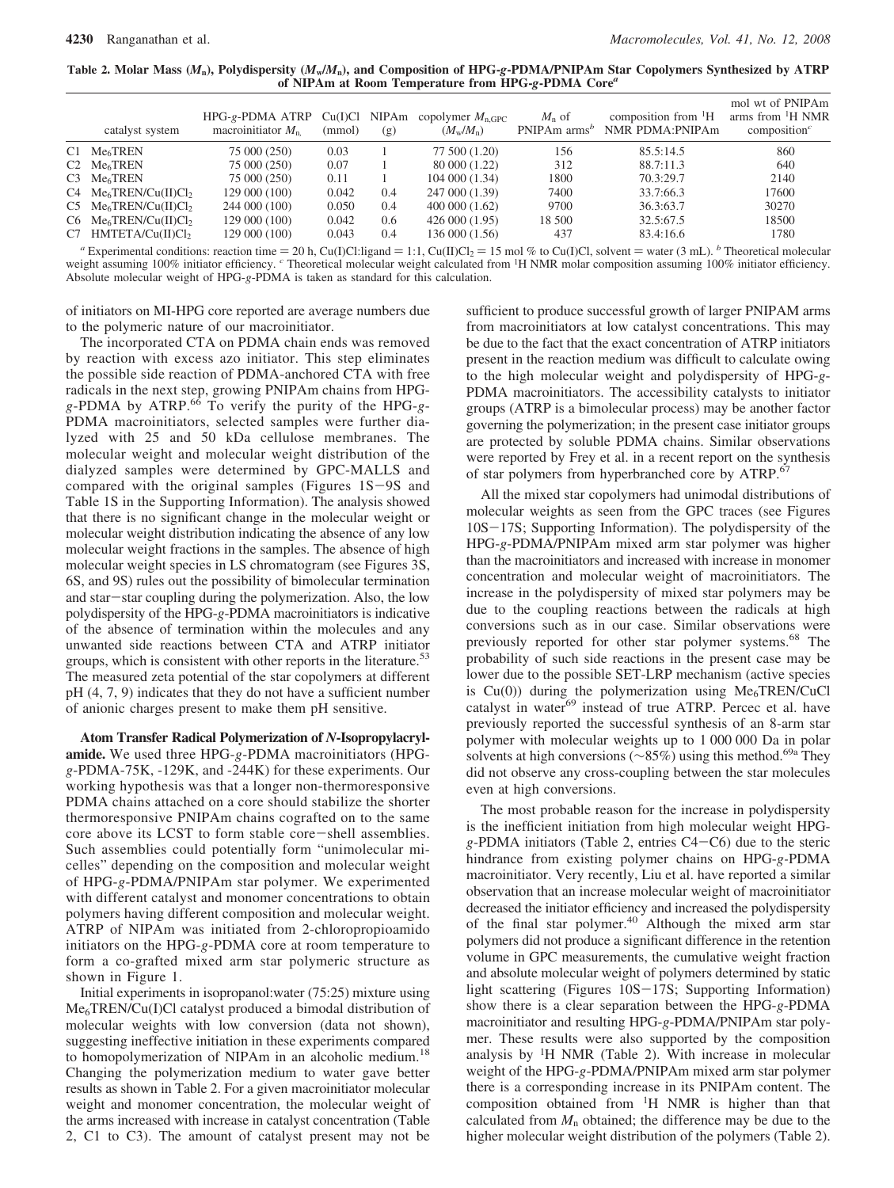**Table 2. Molar Mass ($M_n$), Polydispersity ($M_w/M_n$), and Composition of HPG-*g*-PDMA/PNIPAm Star Copolymers Synthesized by ATRP of NIPAm at Room Temperature from HPG-*g*-PDMA Core**[a]

| | catalyst system | HPG-*g*-PDMA ATRP macroinitiator $M_n$ | Cu(I)Cl (mmol) | NIPAm (g) | copolymer $M_{n,GPC}$ ($M_w/M_n$) | $M_n$ of PNIPAm arms[b] | composition from $^1$H NMR PDMA:PNIPAm | mol wt of PNIPAm arms from $^1$H NMR composition[c] |
|---|---|---|---|---|---|---|---|---|
| C1 | $Me_6$TREN | 75 000 (250) | 0.03 | 1 | 77 500 (1.20) | 156 | 85.5:14.5 | 860 |
| C2 | $Me_6$TREN | 75 000 (250) | 0.07 | 1 | 80 000 (1.22) | 312 | 88.7:11.3 | 640 |
| C3 | $Me_6$TREN | 75 000 (250) | 0.11 | 1 | 104 000 (1.34) | 1800 | 70.3:29.7 | 2140 |
| C4 | $Me_6$TREN/Cu(II)$Cl_2$ | 129 000 (100) | 0.042 | 0.4 | 247 000 (1.39) | 7400 | 33.7:66.3 | 17600 |
| C5 | $Me_6$TREN/Cu(II)$Cl_2$ | 244 000 (100) | 0.050 | 0.4 | 400 000 (1.62) | 9700 | 36.3:63.7 | 30270 |
| C6 | $Me_6$TREN/Cu(II)$Cl_2$ | 129 000 (100) | 0.042 | 0.6 | 426 000 (1.95) | 18 500 | 32.5:67.5 | 18500 |
| C7 | HMTETA/Cu(II)$Cl_2$ | 129 000 (100) | 0.043 | 0.4 | 136 000 (1.56) | 437 | 83.4:16.6 | 1780 |

[a] Experimental conditions: reaction time = 20 h, Cu(I)Cl:ligand = 1:1, Cu(II)$Cl_2$ = 15 mol % to Cu(I)Cl, solvent = water (3 mL). [b] Theoretical molecular weight assuming 100% initiator efficiency. [c] Theoretical molecular weight calculated from $^1$H NMR molar composition assuming 100% initiator efficiency. Absolute molecular weight of HPG-*g*-PDMA is taken as standard for this calculation.

of initiators on MI-HPG core reported are average numbers due to the polymeric nature of our macroinitiator.

The incorporated CTA on PDMA chain ends was removed by reaction with excess azo initiator. This step eliminates the possible side reaction of PDMA-anchored CTA with free radicals in the next step, growing PNIPAm chains from HPG-*g*-PDMA by ATRP.[66] To verify the purity of the HPG-*g*-PDMA macroinitiators, selected samples were further dialyzed with 25 and 50 kDa cellulose membranes. The molecular weight and molecular weight distribution of the dialyzed samples were determined by GPC-MALLS and compared with the original samples (Figures 1S−9S and Table 1S in the Supporting Information). The analysis showed that there is no significant change in the molecular weight or molecular weight distribution indicating the absence of any low molecular weight fractions in the samples. The absence of high molecular weight species in LS chromatogram (see Figures 3S, 6S, and 9S) rules out the possibility of bimolecular termination and star−star coupling during the polymerization. Also, the low polydispersity of the HPG-*g*-PDMA macroinitiators is indicative of the absence of termination within the molecules and any unwanted side reactions between CTA and ATRP initiator groups, which is consistent with other reports in the literature.[53] The measured zeta potential of the star copolymers at different pH (4, 7, 9) indicates that they do not have a sufficient number of anionic charges present to make them pH sensitive.

**Atom Transfer Radical Polymerization of *N*-Isopropylacrylamide.** We used three HPG-*g*-PDMA macroinitiators (HPG-*g*-PDMA-75K, -129K, and -244K) for these experiments. Our working hypothesis was that a longer non-thermoresponsive PDMA chains attached on a core should stabilize the shorter thermoresponsive PNIPAm chains cografted on to the same core above its LCST to form stable core−shell assemblies. Such assemblies could potentially form "unimolecular micelles" depending on the composition and molecular weight of HPG-*g*-PDMA/PNIPAm star polymer. We experimented with different catalyst and monomer concentrations to obtain polymers having different composition and molecular weight. ATRP of NIPAm was initiated from 2-chloropropioamido initiators on the HPG-*g*-PDMA core at room temperature to form a co-grafted mixed arm star polymeric structure as shown in Figure 1.

Initial experiments in isopropanol:water (75:25) mixture using $Me_6$TREN/Cu(I)Cl catalyst produced a bimodal distribution of molecular weights with low conversion (data not shown), suggesting ineffective initiation in these experiments compared to homopolymerization of NIPAm in an alcoholic medium.[18] Changing the polymerization medium to water gave better results as shown in Table 2. For a given macroinitiator molecular weight and monomer concentration, the molecular weight of the arms increased with increase in catalyst concentration (Table 2, C1 to C3). The amount of catalyst present may not be sufficient to produce successful growth of larger PNIPAM arms from macroinitiators at low catalyst concentrations. This may be due to the fact that the exact concentration of ATRP initiators present in the reaction medium was difficult to calculate owing to the high molecular weight and polydispersity of HPG-*g*-PDMA macroinitiators. The accessibility catalysts to initiator groups (ATRP is a bimolecular process) may be another factor governing the polymerization; in the present case initiator groups are protected by soluble PDMA chains. Similar observations were reported by Frey et al. in a recent report on the synthesis of star polymers from hyperbranched core by ATRP.[67]

All the mixed star copolymers had unimodal distributions of molecular weights as seen from the GPC traces (see Figures 10S−17S; Supporting Information). The polydispersity of the HPG-*g*-PDMA/PNIPAm mixed arm star polymer was higher than the macroinitiators and increased with increase in monomer concentration and molecular weight of macroinitiators. The increase in the polydispersity of mixed star polymers may be due to the coupling reactions between the radicals at high conversions such as in our case. Similar observations were previously reported for other star polymer systems.[68] The probability of such side reactions in the present case may be lower due to the possible SET-LRP mechanism (active species is Cu(0)) during the polymerization using $Me_6$TREN/CuCl catalyst in water[69] instead of true ATRP. Percec et al. have previously reported the successful synthesis of an 8-arm star polymer with molecular weights up to 1 000 000 Da in polar solvents at high conversions (~85%) using this method.[69a] They did not observe any cross-coupling between the star molecules even at high conversions.

The most probable reason for the increase in polydispersity is the inefficient initiation from high molecular weight HPG-*g*-PDMA initiators (Table 2, entries C4−C6) due to the steric hindrance from existing polymer chains on HPG-*g*-PDMA macroinitiator. Very recently, Liu et al. have reported a similar observation that an increase molecular weight of macroinitiator decreased the initiator efficiency and increased the polydispersity of the final star polymer.[40] Although the mixed arm star polymers did not produce a significant difference in the retention volume in GPC measurements, the cumulative weight fraction and absolute molecular weight of polymers determined by static light scattering (Figures 10S−17S; Supporting Information) show there is a clear separation between the HPG-*g*-PDMA macroinitiator and resulting HPG-*g*-PDMA/PNIPAm star polymer. These results were also supported by the composition analysis by $^1$H NMR (Table 2). With increase in molecular weight of the HPG-*g*-PDMA/PNIPAm mixed arm star polymer there is a corresponding increase in its PNIPAm content. The composition obtained from $^1$H NMR is higher than that calculated from $M_n$ obtained; the difference may be due to the higher molecular weight distribution of the polymers (Table 2).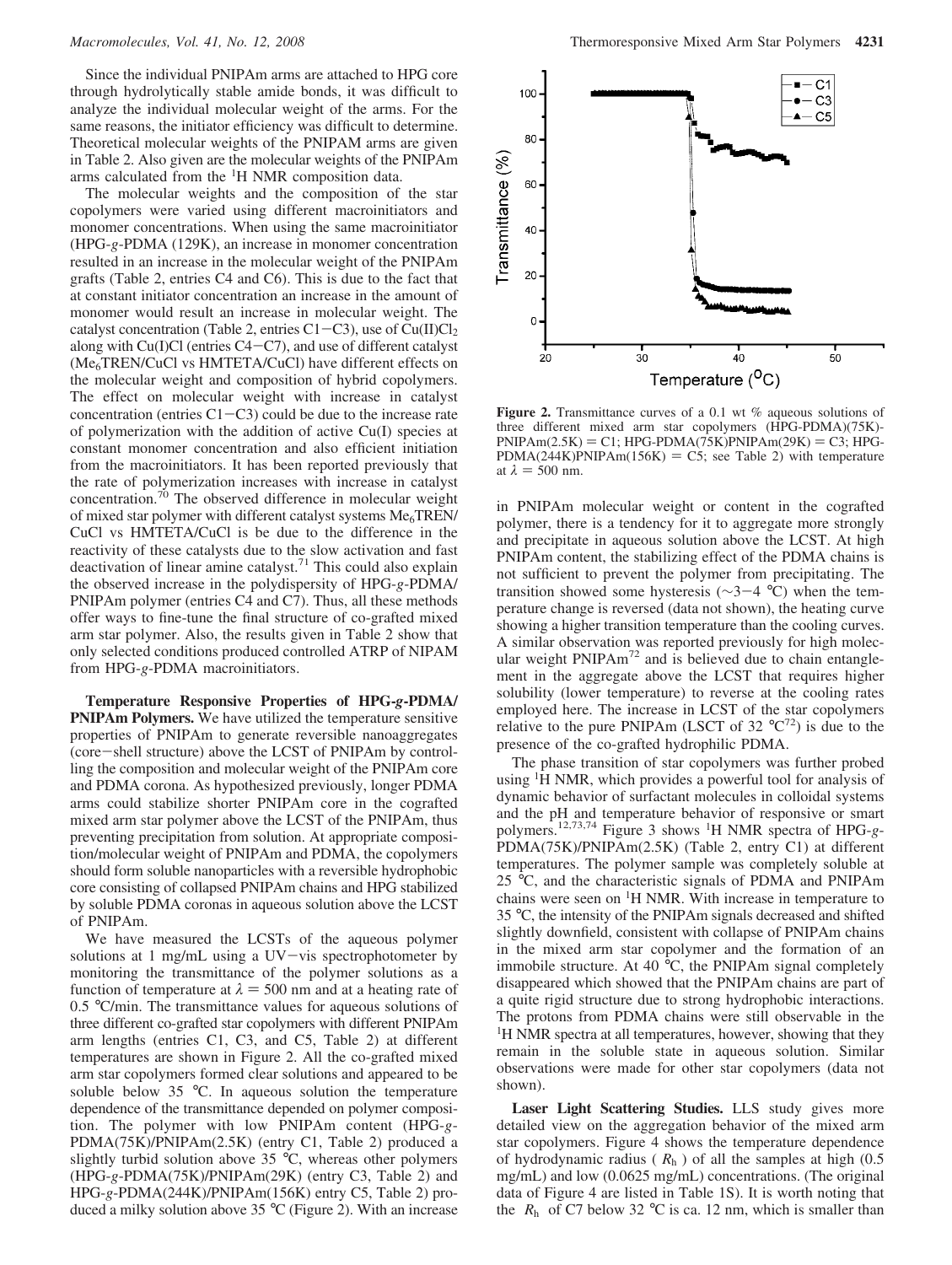Since the individual PNIPAm arms are attached to HPG core through hydrolytically stable amide bonds, it was difficult to analyze the individual molecular weight of the arms. For the same reasons, the initiator efficiency was difficult to determine. Theoretical molecular weights of the PNIPAM arms are given in Table 2. Also given are the molecular weights of the PNIPAm arms calculated from the $^1$H NMR composition data.

The molecular weights and the composition of the star copolymers were varied using different macroinitiators and monomer concentrations. When using the same macroinitiator (HPG-*g*-PDMA (129K), an increase in monomer concentration resulted in an increase in the molecular weight of the PNIPAm grafts (Table 2, entries C4 and C6). This is due to the fact that at constant initiator concentration an increase in the amount of monomer would result an increase in molecular weight. The catalyst concentration (Table 2, entries C1−C3), use of Cu(II)$Cl_2$ along with Cu(I)Cl (entries C4−C7), and use of different catalyst ($Me_6$TREN/CuCl vs HMTETA/CuCl) have different effects on the molecular weight and composition of hybrid copolymers. The effect on molecular weight with increase in catalyst concentration (entries C1−C3) could be due to the increase rate of polymerization with the addition of active Cu(I) species at constant monomer concentration and also efficient initiation from the macroinitiators. It has been reported previously that the rate of polymerization increases with increase in catalyst concentration.[70] The observed difference in molecular weight of mixed star polymer with different catalyst systems $Me_6$TREN/CuCl vs HMTETA/CuCl is be due to the difference in the reactivity of these catalysts due to the slow activation and fast deactivation of linear amine catalyst.[71] This could also explain the observed increase in the polydispersity of HPG-*g*-PDMA/PNIPAm polymer (entries C4 and C7). Thus, all these methods offer ways to fine-tune the final structure of co-grafted mixed arm star polymer. Also, the results given in Table 2 show that only selected conditions produced controlled ATRP of NIPAM from HPG-*g*-PDMA macroinitiators.

**Temperature Responsive Properties of HPG-*g*-PDMA/PNIPAm Polymers.** We have utilized the temperature sensitive properties of PNIPAm to generate reversible nanoaggregates (core−shell structure) above the LCST of PNIPAm by controlling the composition and molecular weight of the PNIPAm core and PDMA corona. As hypothesized previously, longer PDMA arms could stabilize shorter PNIPAm core in the cografted mixed arm star polymer above the LCST of the PNIPAm, thus preventing precipitation from solution. At appropriate composition/molecular weight of PNIPAm and PDMA, the copolymers should form soluble nanoparticles with a reversible hydrophobic core consisting of collapsed PNIPAm chains and HPG stabilized by soluble PDMA coronas in aqueous solution above the LCST of PNIPAm.

We have measured the LCSTs of the aqueous polymer solutions at 1 mg/mL using a UV−vis spectrophotometer by monitoring the transmittance of the polymer solutions as a function of temperature at $\lambda = 500$ nm and at a heating rate of 0.5 °C/min. The transmittance values for aqueous solutions of three different co-grafted star copolymers with different PNIPAm arm lengths (entries C1, C3, and C5, Table 2) at different temperatures are shown in Figure 2. All the co-grafted mixed arm star copolymers formed clear solutions and appeared to be soluble below 35 °C. In aqueous solution the temperature dependence of the transmittance depended on polymer composition. The polymer with low PNIPAm content (HPG-*g*-PDMA(75K)/PNIPAm(2.5K) (entry C1, Table 2) produced a slightly turbid solution above 35 °C, whereas other polymers (HPG-*g*-PDMA(75K)/PNIPAm(29K) (entry C3, Table 2) and HPG-*g*-PDMA(244K)/PNIPAm(156K) entry C5, Table 2) produced a milky solution above 35 °C (Figure 2). With an increase

**Figure 2.** Transmittance curves of a 0.1 wt % aqueous solutions of three different mixed arm star copolymers (HPG-PDMA)(75K)-PNIPAm(2.5K) = C1; HPG-PDMA(75K)PNIPAm(29K) = C3; HPG-PDMA(244K)PNIPAm(156K) = C5; see Table 2) with temperature at $\lambda = 500$ nm.

in PNIPAm molecular weight or content in the cografted polymer, there is a tendency for it to aggregate more strongly and precipitate in aqueous solution above the LCST. At high PNIPAm content, the stabilizing effect of the PDMA chains is not sufficient to prevent the polymer from precipitating. The transition showed some hysteresis (∼3−4 °C) when the temperature change is reversed (data not shown), the heating curve showing a higher transition temperature than the cooling curves. A similar observation was reported previously for high molecular weight PNIPAm[72] and is believed due to chain entanglement in the aggregate above the LCST that requires higher solubility (lower temperature) to reverse at the cooling rates employed here. The increase in LCST of the star copolymers relative to the pure PNIPAm (LSCT of 32 °C[72]) is due to the presence of the co-grafted hydrophilic PDMA.

The phase transition of star copolymers was further probed using $^1$H NMR, which provides a powerful tool for analysis of dynamic behavior of surfactant molecules in colloidal systems and the pH and temperature behavior of responsive or smart polymers.[12,73,74] Figure 3 shows $^1$H NMR spectra of HPG-*g*-PDMA(75K)/PNIPAm(2.5K) (Table 2, entry C1) at different temperatures. The polymer sample was completely soluble at 25 °C, and the characteristic signals of PDMA and PNIPAm chains were seen on $^1$H NMR. With increase in temperature to 35 °C, the intensity of the PNIPAm signals decreased and shifted slightly downfield, consistent with collapse of PNIPAm chains in the mixed arm star copolymer and the formation of an immobile structure. At 40 °C, the PNIPAm signal completely disappeared which showed that the PNIPAm chains are part of a quite rigid structure due to strong hydrophobic interactions. The protons from PDMA chains were still observable in the $^1$H NMR spectra at all temperatures, however, showing that they remain in the soluble state in aqueous solution. Similar observations were made for other star copolymers (data not shown).

**Laser Light Scattering Studies.** LLS study gives more detailed view on the aggregation behavior of the mixed arm star copolymers. Figure 4 shows the temperature dependence of hydrodynamic radius ( $R_h$ ) of all the samples at high (0.5 mg/mL) and low (0.0625 mg/mL) concentrations. (The original data of Figure 4 are listed in Table 1S). It is worth noting that the $R_h$ of C7 below 32 °C is ca. 12 nm, which is smaller than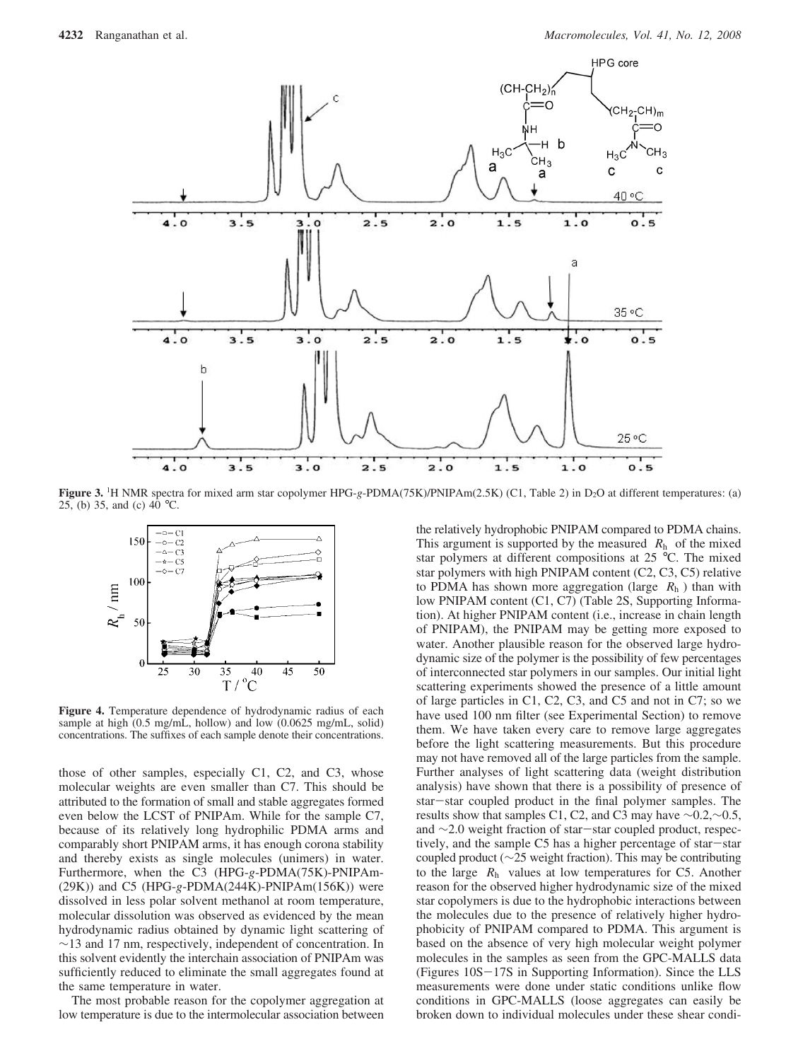**Figure 3.** [1]H NMR spectra for mixed arm star copolymer HPG-*g*-PDMA(75K)/PNIPAm(2.5K) (C1, Table 2) in $D_2O$ at different temperatures: (a) 25, (b) 35, and (c) 40 °C.

**Figure 4.** Temperature dependence of hydrodynamic radius of each sample at high (0.5 mg/mL, hollow) and low (0.0625 mg/mL, solid) concentrations. The suffixes of each sample denote their concentrations.

those of other samples, especially C1, C2, and C3, whose molecular weights are even smaller than C7. This should be attributed to the formation of small and stable aggregates formed even below the LCST of PNIPAm. While for the sample C7, because of its relatively long hydrophilic PDMA arms and comparably short PNIPAM arms, it has enough corona stability and thereby exists as single molecules (unimers) in water. Furthermore, when the C3 (HPG-*g*-PDMA(75K)-PNIPAm-(29K)) and C5 (HPG-*g*-PDMA(244K)-PNIPAm(156K)) were dissolved in less polar solvent methanol at room temperature, molecular dissolution was observed as evidenced by the mean hydrodynamic radius obtained by dynamic light scattering of ~13 and 17 nm, respectively, independent of concentration. In this solvent evidently the interchain association of PNIPAm was sufficiently reduced to eliminate the small aggregates found at the same temperature in water.

The most probable reason for the copolymer aggregation at low temperature is due to the intermolecular association between the relatively hydrophobic PNIPAM compared to PDMA chains. This argument is supported by the measured $R_h$ of the mixed star polymers at different compositions at 25 °C. The mixed star polymers with high PNIPAM content (C2, C3, C5) relative to PDMA has shown more aggregation (large $R_h$) than with low PNIPAM content (C1, C7) (Table 2S, Supporting Information). At higher PNIPAM content (i.e., increase in chain length of PNIPAM), the PNIPAM may be getting more exposed to water. Another plausible reason for the observed large hydrodynamic size of the polymer is the possibility of few percentages of interconnected star polymers in our samples. Our initial light scattering experiments showed the presence of a little amount of large particles in C1, C2, C3, and C5 and not in C7; so we have used 100 nm filter (see Experimental Section) to remove them. We have taken every care to remove large aggregates before the light scattering measurements. But this procedure may not have removed all of the large particles from the sample. Further analyses of light scattering data (weight distribution analysis) have shown that there is a possibility of presence of star−star coupled product in the final polymer samples. The results show that samples C1, C2, and C3 may have ~0.2, ~0.5, and ~2.0 weight fraction of star−star coupled product, respectively, and the sample C5 has a higher percentage of star−star coupled product (~25 weight fraction). This may be contributing to the large $R_h$ values at low temperatures for C5. Another reason for the observed higher hydrodynamic size of the mixed star copolymers is due to the hydrophobic interactions between the molecules due to the presence of relatively higher hydrophobicity of PNIPAM compared to PDMA. This argument is based on the absence of very high molecular weight polymer molecules in the samples as seen from the GPC-MALLS data (Figures 10S−17S in Supporting Information). Since the LLS measurements were done under static conditions unlike flow conditions in GPC-MALLS (loose aggregates can easily be broken down to individual molecules under these shear condi-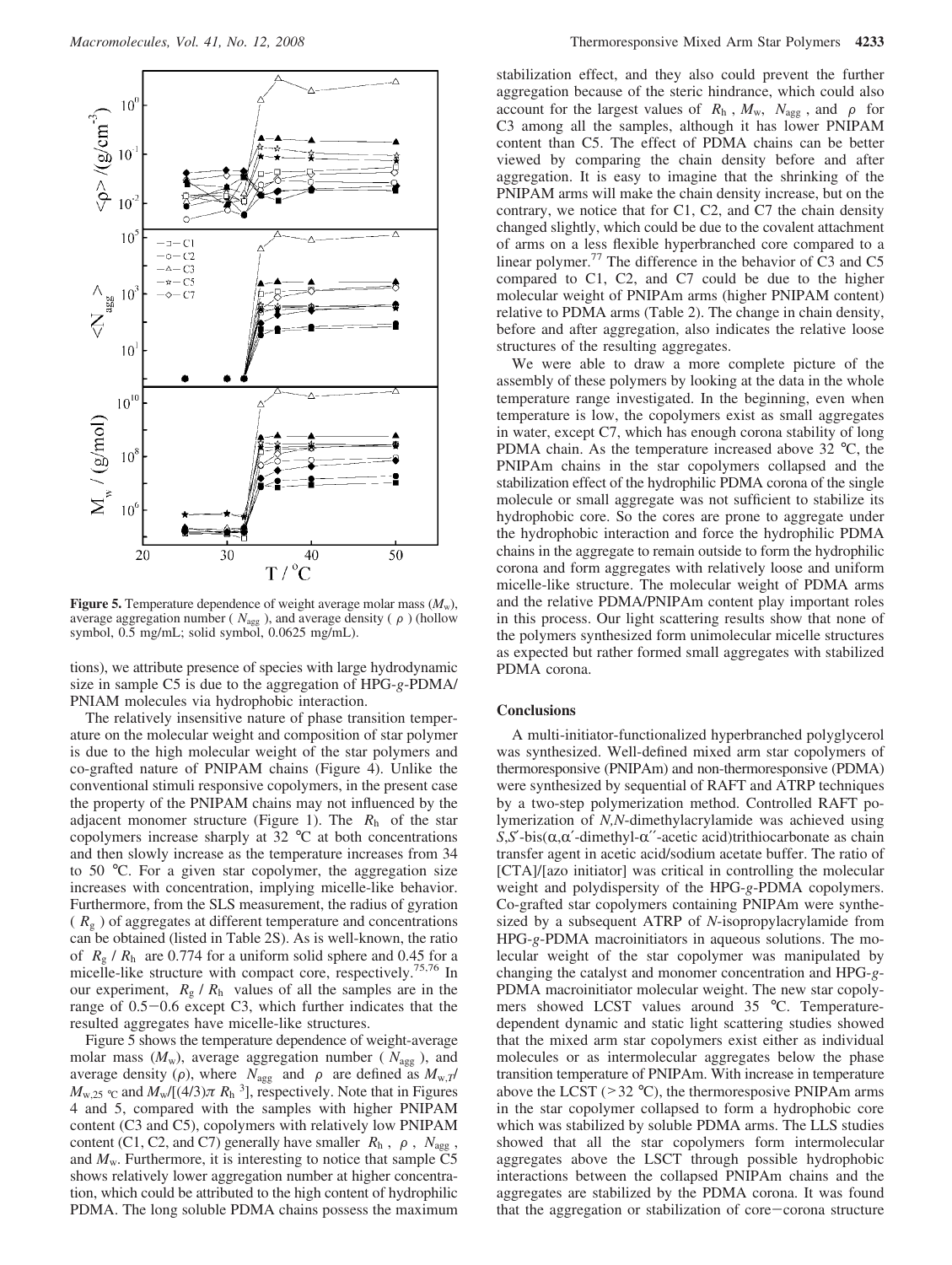**Figure 5.** Temperature dependence of weight average molar mass ($M_w$), average aggregation number ( $N_{agg}$ ), and average density ( $\rho$ ) (hollow symbol, 0.5 mg/mL; solid symbol, 0.0625 mg/mL).

tions), we attribute presence of species with large hydrodynamic size in sample C5 is due to the aggregation of HPG-*g*-PDMA/PNIAM molecules via hydrophobic interaction.

The relatively insensitive nature of phase transition temperature on the molecular weight and composition of star polymer is due to the high molecular weight of the star polymers and co-grafted nature of PNIPAM chains (Figure 4). Unlike the conventional stimuli responsive copolymers, in the present case the property of the PNIPAM chains may not influenced by the adjacent monomer structure (Figure 1). The $R_h$ of the star copolymers increase sharply at 32 °C at both concentrations and then slowly increase as the temperature increases from 34 to 50 °C. For a given star copolymer, the aggregation size increases with concentration, implying micelle-like behavior. Furthermore, from the SLS measurement, the radius of gyration ( $R_g$ ) of aggregates at different temperature and concentrations can be obtained (listed in Table 2S). As is well-known, the ratio of $R_g$ / $R_h$ are 0.774 for a uniform solid sphere and 0.45 for a micelle-like structure with compact core, respectively.[75,76] In our experiment, $R_g$ / $R_h$ values of all the samples are in the range of 0.5−0.6 except C3, which further indicates that the resulted aggregates have micelle-like structures.

Figure 5 shows the temperature dependence of weight-average molar mass ($M_w$), average aggregation number ( $N_{agg}$ ), and average density ($\rho$), where $N_{agg}$ and $\rho$ are defined as $M_{w,T}/M_{w,25\ °C}$ and $M_w/[(4/3)\pi R_h^3]$, respectively. Note that in Figures 4 and 5, compared with the samples with higher PNIPAM content (C3 and C5), copolymers with relatively low PNIPAM content (C1, C2, and C7) generally have smaller $R_h$ , $\rho$ , $N_{agg}$ , and $M_w$. Furthermore, it is interesting to notice that sample C5 shows relatively lower aggregation number at higher concentration, which could be attributed to the high content of hydrophilic PDMA. The long soluble PDMA chains possess the maximum stabilization effect, and they also could prevent the further aggregation because of the steric hindrance, which could also account for the largest values of $R_h$ , $M_w$, $N_{agg}$ , and $\rho$ for C3 among all the samples, although it has lower PNIPAM content than C5. The effect of PDMA chains can be better viewed by comparing the chain density before and after aggregation. It is easy to imagine that the shrinking of the PNIPAM arms will make the chain density increase, but on the contrary, we notice that for C1, C2, and C7 the chain density changed slightly, which could be due to the covalent attachment of arms on a less flexible hyperbranched core compared to a linear polymer.[77] The difference in the behavior of C3 and C5 compared to C1, C2, and C7 could be due to the higher molecular weight of PNIPAm arms (higher PNIPAM content) relative to PDMA arms (Table 2). The change in chain density, before and after aggregation, also indicates the relative loose structures of the resulting aggregates.

We were able to draw a more complete picture of the assembly of these polymers by looking at the data in the whole temperature range investigated. In the beginning, even when temperature is low, the copolymers exist as small aggregates in water, except C7, which has enough corona stability of long PDMA chain. As the temperature increased above 32 °C, the PNIPAm chains in the star copolymers collapsed and the stabilization effect of the hydrophilic PDMA corona of the single molecule or small aggregate was not sufficient to stabilize its hydrophobic core. So the cores are prone to aggregate under the hydrophobic interaction and force the hydrophilic PDMA chains in the aggregate to remain outside to form the hydrophilic corona and form aggregates with relatively loose and uniform micelle-like structure. The molecular weight of PDMA arms and the relative PDMA/PNIPAm content play important roles in this process. Our light scattering results show that none of the polymers synthesized form unimolecular micelle structures as expected but rather formed small aggregates with stabilized PDMA corona.

## Conclusions

A multi-initiator-functionalized hyperbranched polyglycerol was synthesized. Well-defined mixed arm star copolymers of thermoresponsive (PNIPAm) and non-thermoresponsive (PDMA) were synthesized by sequential of RAFT and ATRP techniques by a two-step polymerization method. Controlled RAFT polymerization of *N,N*-dimethylacrylamide was achieved using *S,S*′-bis($\alpha,\alpha'$-dimethyl-$\alpha''$-acetic acid)trithiocarbonate as chain transfer agent in acetic acid/sodium acetate buffer. The ratio of [CTA]/[azo initiator] was critical in controlling the molecular weight and polydispersity of the HPG-*g*-PDMA copolymers. Co-grafted star copolymers containing PNIPAm were synthesized by a subsequent ATRP of *N*-isopropylacrylamide from HPG-*g*-PDMA macroinitiators in aqueous solutions. The molecular weight of the star copolymer was manipulated by changing the catalyst and monomer concentration and HPG-*g*-PDMA macroinitiator molecular weight. The new star copolymers showed LCST values around 35 °C. Temperature-dependent dynamic and static light scattering studies showed that the mixed arm star copolymers exist either as individual molecules or as intermolecular aggregates below the phase transition temperature of PNIPAm. With increase in temperature above the LCST (>32 °C), the thermoresposive PNIPAm arms in the star copolymer collapsed to form a hydrophobic core which was stabilized by soluble PDMA arms. The LLS studies showed that all the star copolymers form intermolecular aggregates above the LSCT through possible hydrophobic interactions between the collapsed PNIPAm chains and the aggregates are stabilized by the PDMA corona. It was found that the aggregation or stabilization of core−corona structure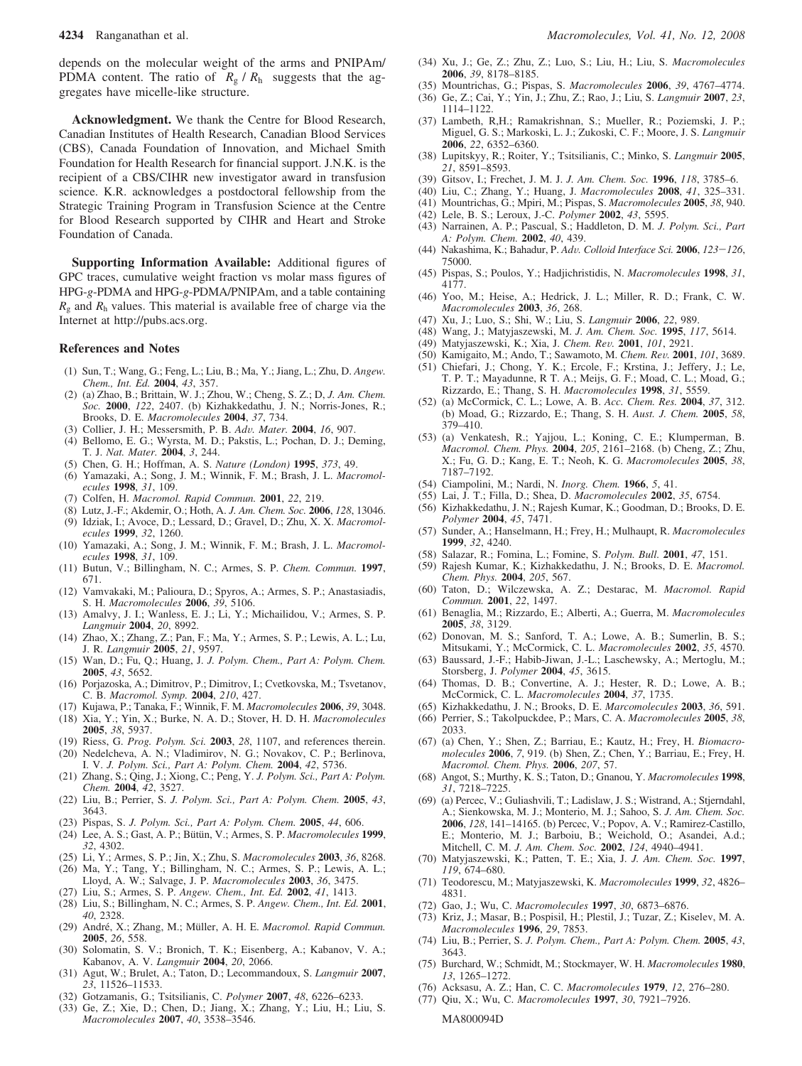depends on the molecular weight of the arms and PNIPAm/PDMA content. The ratio of $\langle R_g \rangle / \langle R_h \rangle$ suggests that the aggregates have micelle-like structure.

**Acknowledgment.** We thank the Centre for Blood Research, Canadian Institutes of Health Research, Canadian Blood Services (CBS), Canada Foundation of Innovation, and Michael Smith Foundation for Health Research for financial support. J.N.K. is the recipient of a CBS/CIHR new investigator award in transfusion science. K.R. acknowledges a postdoctoral fellowship from the Strategic Training Program in Transfusion Science at the Centre for Blood Research supported by CIHR and Heart and Stroke Foundation of Canada.

**Supporting Information Available:** Additional figures of GPC traces, cumulative weight fraction vs molar mass figures of HPG-*g*-PDMA and HPG-*g*-PDMA/PNIPAm, and a table containing $R_g$ and $R_h$ values. This material is available free of charge via the Internet at http://pubs.acs.org.

## References and Notes

(1) Sun, T.; Wang, G.; Feng, L.; Liu, B.; Ma, Y.; Jiang, L.; Zhu, D. *Angew. Chem., Int. Ed.* **2004**, *43*, 357.
(2) (a) Zhao, B.; Brittain, W. J.; Zhou, W.; Cheng, S. Z.; D, *J. Am. Chem. Soc.* **2000**, *122*, 2407. (b) Kizhakkedathu, J. N.; Norris-Jones, R.; Brooks, D. E. *Macromolecules* **2004**, *37*, 734.
(3) Collier, J. H.; Messersmith, P. B. *Adv. Mater.* **2004**, *16*, 907.
(4) Bellomo, E. G.; Wyrsta, M. D.; Pakstis, L.; Pochan, D. J.; Deming, T. J. *Nat. Mater.* **2004**, *3*, 244.
(5) Chen, G. H.; Hoffman, A. S. *Nature (London)* **1995**, *373*, 49.
(6) Yamazaki, A.; Song, J. M.; Winnik, F. M.; Brash, J. L. *Macromolecules* **1998**, *31*, 109.
(7) Colfen, H. *Macromol. Rapid Commun.* **2001**, *22*, 219.
(8) Lutz, J.-F.; Akdemir, O.; Hoth, A. *J. Am. Chem. Soc.* **2006**, *128*, 13046.
(9) Idziak, I.; Avoce, D.; Lessard, D.; Gravel, D.; Zhu, X. X. *Macromolecules* **1999**, *32*, 1260.
(10) Yamazaki, A.; Song, J. M.; Winnik, F. M.; Brash, J. L. *Macromolecules* **1998**, *31*, 109.
(11) Butun, V.; Billingham, N. C.; Armes, S. P. *Chem. Commun.* **1997**, 671.
(12) Vamvakaki, M.; Palioura, D.; Spyros, A.; Armes, S. P.; Anastasiadis, S. H. *Macromolecules* **2006**, *39*, 5106.
(13) Amalvy, J. I.; Wanless, E. J.; Li, Y.; Michailidou, V.; Armes, S. P. *Langmuir* **2004**, *20*, 8992.
(14) Zhao, X.; Zhang, Z.; Pan, F.; Ma, Y.; Armes, S. P.; Lewis, A. L.; Lu, J. R. *Langmuir* **2005**, *21*, 9597.
(15) Wan, D.; Fu, Q.; Huang, J. *J. Polym. Chem., Part A: Polym. Chem.* **2005**, *43*, 5652.
(16) Porjazoska, A.; Dimitrov, P.; Dimitrov, I.; Cvetkovska, M.; Tsvetanov, C. B. *Macromol. Symp.* **2004**, *210*, 427.
(17) Kujawa, P.; Tanaka, F.; Winnik, F. M. *Macromolecules* **2006**, *39*, 3048.
(18) Xia, Y.; Yin, X.; Burke, N. A. D.; Stover, H. D. H. *Macromolecules* **2005**, *38*, 5937.
(19) Riess, G. *Prog. Polym. Sci.* **2003**, *28*, 1107, and references therein.
(20) Nedelcheva, A. N.; Vladimirov, N. G.; Novakov, C. P.; Berlinova, I. V. *J. Polym. Sci., Part A: Polym. Chem.* **2004**, *42*, 5736.
(21) Zhang, S.; Qing, J.; Xiong, C.; Peng, Y. *J. Polym. Sci., Part A: Polym. Chem.* **2004**, *42*, 3527.
(22) Liu, B.; Perrier, S. *J. Polym. Sci., Part A: Polym. Chem.* **2005**, *43*, 3643.
(23) Pispas, S. *J. Polym. Sci., Part A: Polym. Chem.* **2005**, *44*, 606.
(24) Lee, A. S.; Gast, A. P.; Bütün, V.; Armes, S. P. *Macromolecules* **1999**, *32*, 4302.
(25) Li, Y.; Armes, S. P.; Jin, X.; Zhu, S. *Macromolecules* **2003**, *36*, 8268.
(26) Ma, Y.; Tang, Y.; Billingham, N. C.; Armes, S. P.; Lewis, A. L.; Lloyd, A. W.; Salvage, J. P. *Macromolecules* **2003**, *36*, 3475.
(27) Liu, S.; Armes, S. P. *Angew. Chem., Int. Ed.* **2002**, *41*, 1413.
(28) Liu, S.; Billingham, N. C.; Armes, S. P. *Angew. Chem., Int. Ed.* **2001**, *40*, 2328.
(29) André, X.; Zhang, M.; Müller, A. H. E. *Macromol. Rapid Commun.* **2005**, *26*, 558.
(30) Solomatin, S. V.; Bronich, T. K.; Eisenberg, A.; Kabanov, V. A.; Kabanov, A. V. *Langmuir* **2004**, *20*, 2066.
(31) Agut, W.; Brulet, A.; Taton, D.; Lecommandoux, S. *Langmuir* **2007**, *23*, 11526–11533.
(32) Gotzamanis, G.; Tsitsilianis, C. *Polymer* **2007**, *48*, 6226–6233.
(33) Ge, Z.; Xie, D.; Chen, D.; Jiang, X.; Zhang, Y.; Liu, H.; Liu, S. *Macromolecules* **2007**, *40*, 3538–3546.
(34) Xu, J.; Ge, Z.; Zhu, Z.; Luo, S.; Liu, H.; Liu, S. *Macromolecules* **2006**, *39*, 8178–8185.
(35) Mountrichas, G.; Pispas, S. *Macromolecules* **2006**, *39*, 4767–4774.
(36) Ge, Z.; Cai, Y.; Yin, J.; Zhu, Z.; Rao, J.; Liu, S. *Langmuir* **2007**, *23*, 1114–1122.
(37) Lambeth, R,H.; Ramakrishnan, S.; Mueller, R.; Poziemski, J. P.; Miguel, G. S.; Markoski, L. J.; Zukoski, C. F.; Moore, J. S. *Langmuir* **2006**, *22*, 6352–6360.
(38) Lupitskyy, R.; Roiter, Y.; Tsitsilianis, C.; Minko, S. *Langmuir* **2005**, *21*, 8591–8593.
(39) Gitsov, I.; Frechet, J. M. J. *J. Am. Chem. Soc.* **1996**, *118*, 3785–6.
(40) Liu, C.; Zhang, Y.; Huang, J. *Macromolecules* **2008**, *41*, 325–331.
(41) Mountrichas, G.; Mpiri, M.; Pispas, S. *Macromolecules* **2005**, *38*, 940.
(42) Lele, B. S.; Leroux, J.-C. *Polymer* **2002**, *43*, 5595.
(43) Narrainen, A. P.; Pascual, S.; Haddleton, D. M. *J. Polym. Sci., Part A: Polym. Chem.* **2002**, *40*, 439.
(44) Nakashima, K.; Bahadur, P. *Adv. Colloid Interface Sci.* **2006**, *123–126*, 75000.
(45) Pispas, S.; Poulos, Y.; Hadjichristidis, N. *Macromolecules* **1998**, *31*, 4177.
(46) Yoo, M.; Heise, A.; Hedrick, J. L.; Miller, R. D.; Frank, C. W. *Macromolecules* **2003**, *36*, 268.
(47) Xu, J.; Luo, S.; Shi, W.; Liu, S. *Langmuir* **2006**, *22*, 989.
(48) Wang, J.; Matyjaszewski, M. *J. Am. Chem. Soc.* **1995**, *117*, 5614.
(49) Matyjaszewski, K.; Xia, J. *Chem. Rev.* **2001**, *101*, 2921.
(50) Kamigaito, M.; Ando, T.; Sawamoto, M. *Chem. Rev.* **2001**, *101*, 3689.
(51) Chiefari, J.; Chong, Y. K.; Ercole, F.; Krstina, J.; Jeffery, J.; Le, T. P. T.; Mayadunne, R T. A.; Meijs, G. F.; Moad, C. L.; Moad, G.; Rizzardo, E.; Thang, S. H. *Macromolecules* **1998**, *31*, 5559.
(52) (a) McCormick, C. L.; Lowe, A. B. *Acc. Chem. Res.* **2004**, *37*, 312. (b) Moad, G.; Rizzardo, E.; Thang, S. H. *Aust. J. Chem.* **2005**, *58*, 379–410.
(53) (a) Venkatesh, R.; Yajjou, L.; Koning, C. E.; Klumperman, B. *Macromol. Chem. Phys.* **2004**, *205*, 2161–2168. (b) Cheng, Z.; Zhu, X.; Fu, G. D.; Kang, E. T.; Neoh, K. G. *Macromolecules* **2005**, *38*, 7187–7192.
(54) Ciampolini, M.; Nardi, N. *Inorg. Chem.* **1966**, *5*, 41.
(55) Lai, J. T.; Filla, D.; Shea, D. *Macromolecules* **2002**, *35*, 6754.
(56) Kizhakkedathu, J. N.; Rajesh Kumar, K.; Goodman, D.; Brooks, D. E. *Polymer* **2004**, *45*, 7471.
(57) Sunder, A.; Hanselmann, H.; Frey, H.; Mulhaupt, R. *Macromolecules* **1999**, *32*, 4240.
(58) Salazar, R.; Fomina, L.; Fomine, S. *Polym. Bull.* **2001**, *47*, 151.
(59) Rajesh Kumar, K.; Kizhakkedathu, J. N.; Brooks, D. E. *Macromol. Chem. Phys.* **2004**, *205*, 567.
(60) Taton, D.; Wilczewska, A. Z.; Destarac, M. *Macromol. Rapid Commun.* **2001**, *22*, 1497.
(61) Benaglia, M.; Rizzardo, E.; Alberti, A.; Guerra, M. *Macromolecules* **2005**, *38*, 3129.
(62) Donovan, M. S.; Sanford, T. A.; Lowe, A. B.; Sumerlin, B. S.; Mitsukami, Y.; McCormick, C. L. *Macromolecules* **2002**, *35*, 4570.
(63) Baussard, J.-F.; Habib-Jiwan, J.-L.; Laschewsky, A.; Mertoglu, M.; Storsberg, J. *Polymer* **2004**, *45*, 3615.
(64) Thomas, D. B.; Convertine, A. J.; Hester, R. D.; Lowe, A. B.; McCormick, C. L. *Macromolecules* **2004**, *37*, 1735.
(65) Kizhakkedathu, J. N.; Brooks, D. E. *Marcomolecules* **2003**, *36*, 591.
(66) Perrier, S.; Takolpuckdee, P.; Mars, C. A. *Macromolecules* **2005**, *38*, 2033.
(67) (a) Chen, Y.; Shen, Z.; Barriau, E.; Kautz, H.; Frey, H. *Biomacromolecules* **2006**, *7*, 919. (b) Shen, Z.; Chen, Y.; Barriau, E.; Frey, H. *Macromol. Chem. Phys.* **2006**, *207*, 57.
(68) Angot, S.; Murthy, K. S.; Taton, D.; Gnanou, Y. *Macromolecules* **1998**, *31*, 7218–7225.
(69) (a) Percec, V.; Guliashvili, T.; Ladislaw, J. S.; Wistrand, A.; Stjerndahl, A.; Sienkowska, M. J.; Monterio, M. J.; Sahoo, S. *J. Am. Chem. Soc.* **2006**, *128*, 141–14165. (b) Percec, V.; Popov, A. V.; Ramirez-Castillo, E.; Monterio, M. J.; Barboiu, B.; Weichold, O.; Asandei, A.d.; Mitchell, C. M. *J. Am. Chem. Soc.* **2002**, *124*, 4940–4941.
(70) Matyjaszewski, K.; Patten, T. E.; Xia, J. *J. Am. Chem. Soc.* **1997**, *119*, 674–680.
(71) Teodorescu, M.; Matyjaszewski, K. *Macromolecules* **1999**, *32*, 4826–4831.
(72) Gao, J.; Wu, C. *Macromolecules* **1997**, *30*, 6873–6876.
(73) Kriz, J.; Masar, B.; Pospisil, H.; Plestil, J.; Tuzar, Z.; Kiselev, M. A. *Macromolecules* **1996**, *29*, 7853.
(74) Liu, B.; Perrier, S. *J. Polym. Chem., Part A: Polym. Chem.* **2005**, *43*, 3643.
(75) Burchard, W.; Schmidt, M.; Stockmayer, W. H. *Macromolecules* **1980**, *13*, 1265–1272.
(76) Acksasu, A. Z.; Han, C. C. *Macromolecules* **1979**, *12*, 276–280.
(77) Qiu, X.; Wu, C. *Macromolecules* **1997**, *30*, 7921–7926.

MA800094D